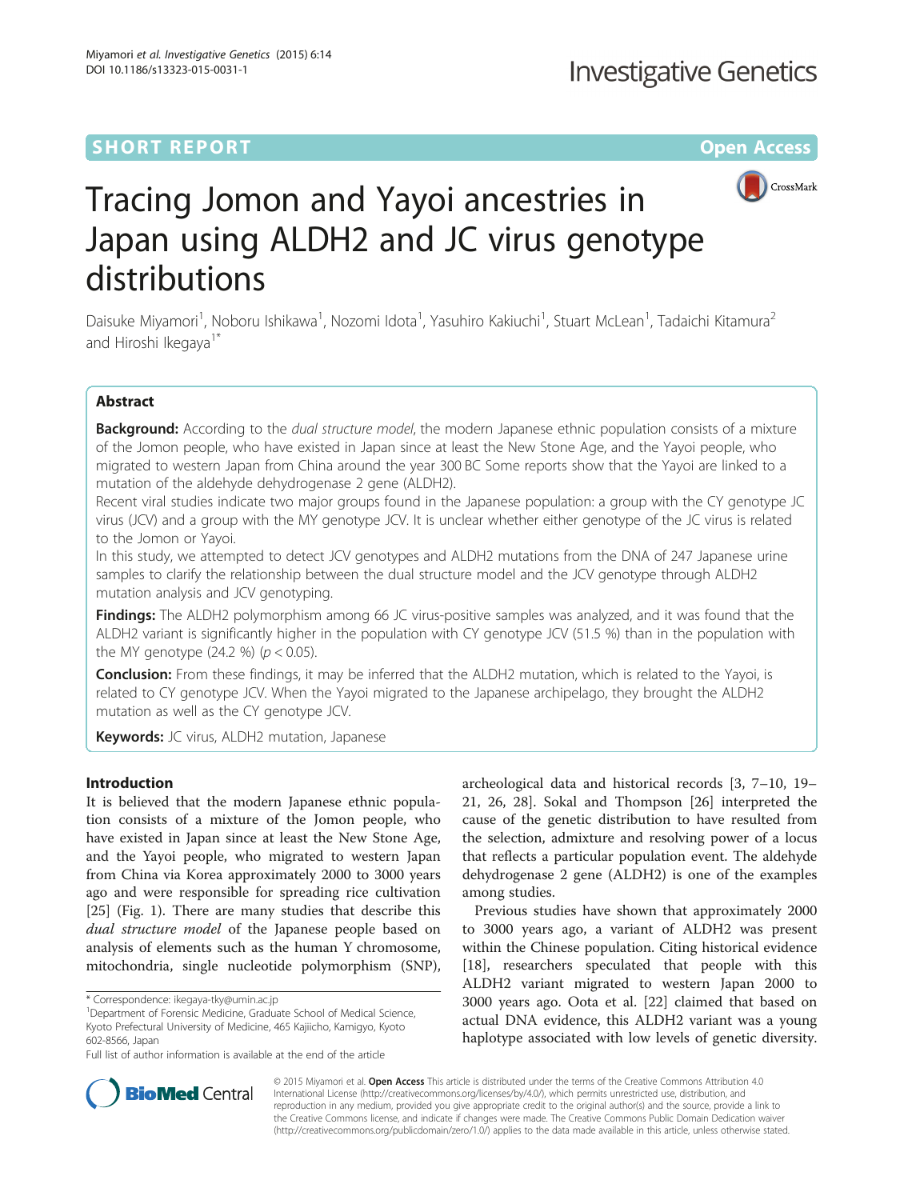SHORT REPORT

Open Access

# Tracing Jomon and Yayoi ancestries in Japan using ALDH2 and JC virus genotype distributions

Daisuke Miyamori[1], Noboru Ishikawa[1], Nozomi Idota[1], Yasuhiro Kakiuchi[1], Stuart McLean[1], Tadaichi Kitamura[2] and Hiroshi Ikegaya[1*]

## Abstract

**Background:** According to the *dual structure model*, the modern Japanese ethnic population consists of a mixture of the Jomon people, who have existed in Japan since at least the New Stone Age, and the Yayoi people, who migrated to western Japan from China around the year 300 BC Some reports show that the Yayoi are linked to a mutation of the aldehyde dehydrogenase 2 gene (ALDH2).

Recent viral studies indicate two major groups found in the Japanese population: a group with the CY genotype JC virus (JCV) and a group with the MY genotype JCV. It is unclear whether either genotype of the JC virus is related to the Jomon or Yayoi.

In this study, we attempted to detect JCV genotypes and ALDH2 mutations from the DNA of 247 Japanese urine samples to clarify the relationship between the dual structure model and the JCV genotype through ALDH2 mutation analysis and JCV genotyping.

**Findings:** The ALDH2 polymorphism among 66 JC virus-positive samples was analyzed, and it was found that the ALDH2 variant is significantly higher in the population with CY genotype JCV (51.5 %) than in the population with the MY genotype (24.2 %) ($p < 0.05$).

**Conclusion:** From these findings, it may be inferred that the ALDH2 mutation, which is related to the Yayoi, is related to CY genotype JCV. When the Yayoi migrated to the Japanese archipelago, they brought the ALDH2 mutation as well as the CY genotype JCV.

**Keywords:** JC virus, ALDH2 mutation, Japanese

## Introduction

It is believed that the modern Japanese ethnic population consists of a mixture of the Jomon people, who have existed in Japan since at least the New Stone Age, and the Yayoi people, who migrated to western Japan from China via Korea approximately 2000 to 3000 years ago and were responsible for spreading rice cultivation [25] (Fig. 1). There are many studies that describe this *dual structure model* of the Japanese people based on analysis of elements such as the human Y chromosome, mitochondria, single nucleotide polymorphism (SNP), archeological data and historical records [3, 7–10, 19–21, 26, 28]. Sokal and Thompson [26] interpreted the cause of the genetic distribution to have resulted from the selection, admixture and resolving power of a locus that reflects a particular population event. The aldehyde dehydrogenase 2 gene (ALDH2) is one of the examples among studies.

Previous studies have shown that approximately 2000 to 3000 years ago, a variant of ALDH2 was present within the Chinese population. Citing historical evidence [18], researchers speculated that people with this ALDH2 variant migrated to western Japan 2000 to 3000 years ago. Oota et al. [22] claimed that based on actual DNA evidence, this ALDH2 variant was a young haplotype associated with low levels of genetic diversity.

\* Correspondence: ikegaya-tky@umin.ac.jp

[1]Department of Forensic Medicine, Graduate School of Medical Science, Kyoto Prefectural University of Medicine, 465 Kajiicho, Kamigyo, Kyoto 602-8566, Japan

Full list of author information is available at the end of the article

© 2015 Miyamori et al. **Open Access** This article is distributed under the terms of the Creative Commons Attribution 4.0 International License (http://creativecommons.org/licenses/by/4.0/), which permits unrestricted use, distribution, and reproduction in any medium, provided you give appropriate credit to the original author(s) and the source, provide a link to the Creative Commons license, and indicate if changes were made. The Creative Commons Public Domain Dedication waiver (http://creativecommons.org/publicdomain/zero/1.0/) applies to the data made available in this article, unless otherwise stated.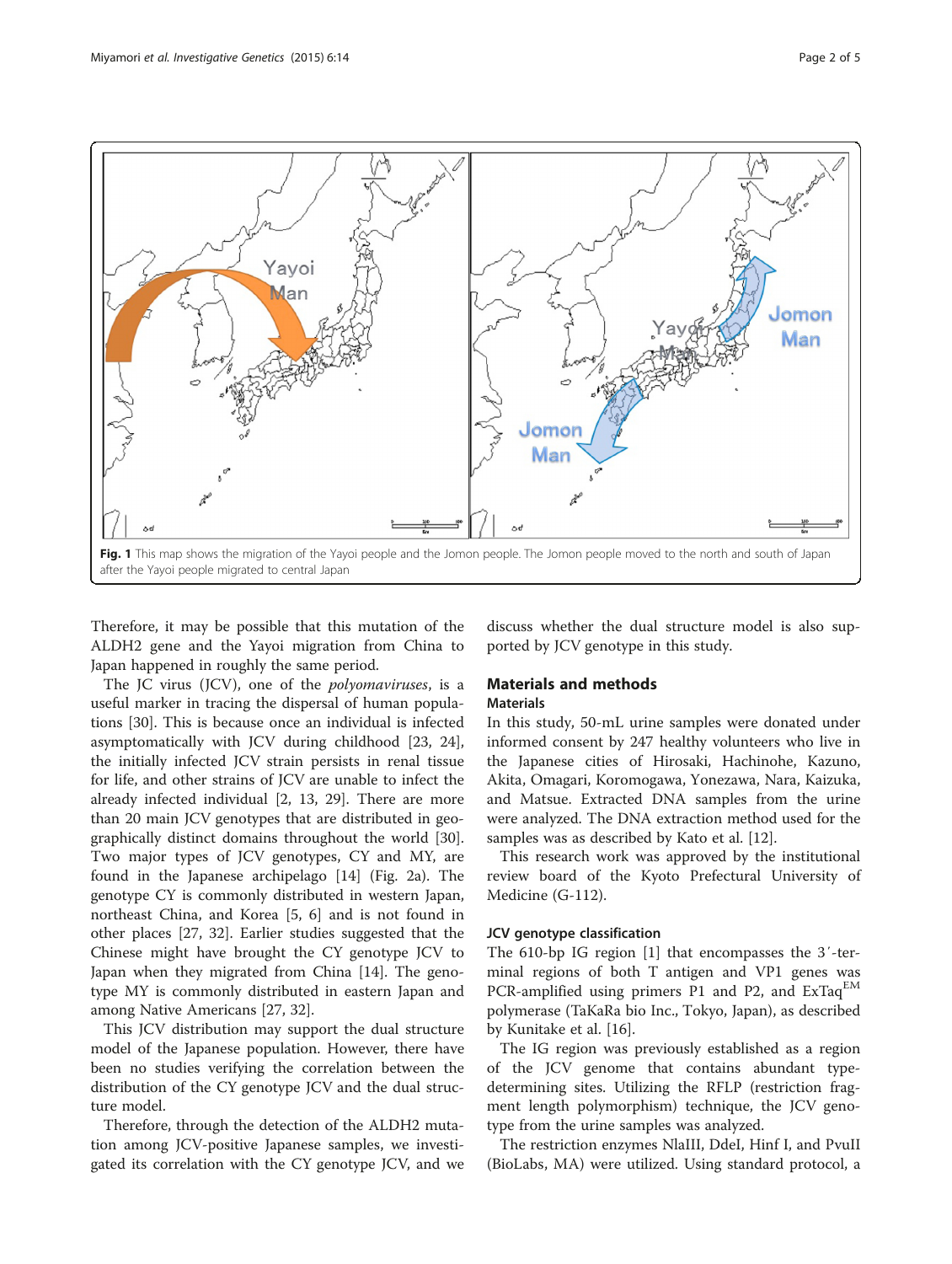Fig. 1 This map shows the migration of the Yayoi people and the Jomon people. The Jomon people moved to the north and south of Japan after the Yayoi people migrated to central Japan

Therefore, it may be possible that this mutation of the ALDH2 gene and the Yayoi migration from China to Japan happened in roughly the same period.

The JC virus (JCV), one of the *polyomaviruses*, is a useful marker in tracing the dispersal of human populations [30]. This is because once an individual is infected asymptomatically with JCV during childhood [23, 24], the initially infected JCV strain persists in renal tissue for life, and other strains of JCV are unable to infect the already infected individual [2, 13, 29]. There are more than 20 main JCV genotypes that are distributed in geographically distinct domains throughout the world [30]. Two major types of JCV genotypes, CY and MY, are found in the Japanese archipelago [14] (Fig. 2a). The genotype CY is commonly distributed in western Japan, northeast China, and Korea [5, 6] and is not found in other places [27, 32]. Earlier studies suggested that the Chinese might have brought the CY genotype JCV to Japan when they migrated from China [14]. The genotype MY is commonly distributed in eastern Japan and among Native Americans [27, 32].

This JCV distribution may support the dual structure model of the Japanese population. However, there have been no studies verifying the correlation between the distribution of the CY genotype JCV and the dual structure model.

Therefore, through the detection of the ALDH2 mutation among JCV-positive Japanese samples, we investigated its correlation with the CY genotype JCV, and we discuss whether the dual structure model is also supported by JCV genotype in this study.

## Materials and methods

### Materials

In this study, 50-mL urine samples were donated under informed consent by 247 healthy volunteers who live in the Japanese cities of Hirosaki, Hachinohe, Kazuno, Akita, Omagari, Koromogawa, Yonezawa, Nara, Kaizuka, and Matsue. Extracted DNA samples from the urine were analyzed. The DNA extraction method used for the samples was as described by Kato et al. [12].

This research work was approved by the institutional review board of the Kyoto Prefectural University of Medicine (G-112).

### JCV genotype classification

The 610-bp IG region [1] that encompasses the 3′-terminal regions of both T antigen and VP1 genes was PCR-amplified using primers P1 and P2, and ExTaq[EM] polymerase (TaKaRa bio Inc., Tokyo, Japan), as described by Kunitake et al. [16].

The IG region was previously established as a region of the JCV genome that contains abundant type-determining sites. Utilizing the RFLP (restriction fragment length polymorphism) technique, the JCV genotype from the urine samples was analyzed.

The restriction enzymes NlaIII, DdeI, Hinf I, and PvuII (BioLabs, MA) were utilized. Using standard protocol, a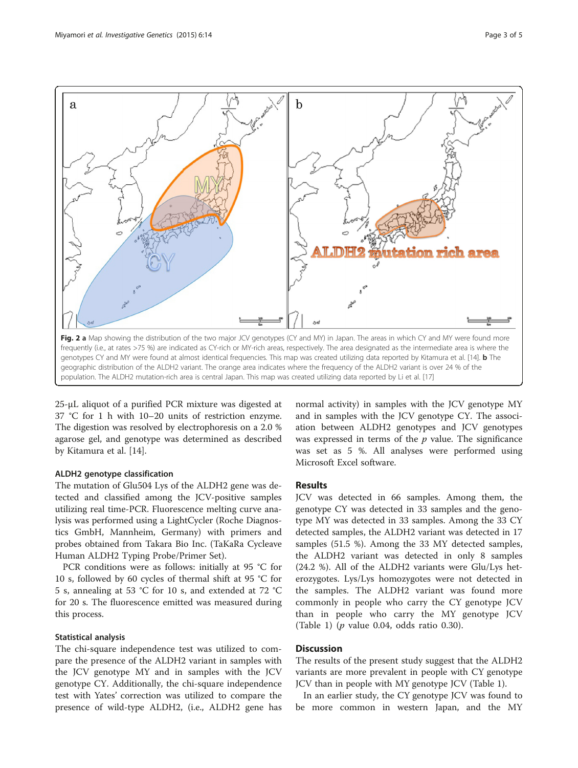Fig. 2 **a** Map showing the distribution of the two major JCV genotypes (CY and MY) in Japan. The areas in which CY and MY were found more frequently (i.e., at rates >75 %) are indicated as CY-rich or MY-rich areas, respectively. The area designated as the intermediate area is where the genotypes CY and MY were found at almost identical frequencies. This map was created utilizing data reported by Kitamura et al. [14]. **b** The geographic distribution of the ALDH2 variant. The orange area indicates where the frequency of the ALDH2 variant is over 24 % of the population. The ALDH2 mutation-rich area is central Japan. This map was created utilizing data reported by Li et al. [17]

25-μL aliquot of a purified PCR mixture was digested at 37 °C for 1 h with 10–20 units of restriction enzyme. The digestion was resolved by electrophoresis on a 2.0 % agarose gel, and genotype was determined as described by Kitamura et al. [14].

### ALDH2 genotype classification

The mutation of Glu504 Lys of the ALDH2 gene was detected and classified among the JCV-positive samples utilizing real time-PCR. Fluorescence melting curve analysis was performed using a LightCycler (Roche Diagnostics GmbH, Mannheim, Germany) with primers and probes obtained from Takara Bio Inc. (TaKaRa Cycleave Human ALDH2 Typing Probe/Primer Set).

PCR conditions were as follows: initially at 95 °C for 10 s, followed by 60 cycles of thermal shift at 95 °C for 5 s, annealing at 53 °C for 10 s, and extended at 72 °C for 20 s. The fluorescence emitted was measured during this process.

### Statistical analysis

The chi-square independence test was utilized to compare the presence of the ALDH2 variant in samples with the JCV genotype MY and in samples with the JCV genotype CY. Additionally, the chi-square independence test with Yates' correction was utilized to compare the presence of wild-type ALDH2, (i.e., ALDH2 gene has normal activity) in samples with the JCV genotype MY and in samples with the JCV genotype CY. The association between ALDH2 genotypes and JCV genotypes was expressed in terms of the *p* value. The significance was set as 5 %. All analyses were performed using Microsoft Excel software.

## Results

JCV was detected in 66 samples. Among them, the genotype CY was detected in 33 samples and the genotype MY was detected in 33 samples. Among the 33 CY detected samples, the ALDH2 variant was detected in 17 samples (51.5 %). Among the 33 MY detected samples, the ALDH2 variant was detected in only 8 samples (24.2 %). All of the ALDH2 variants were Glu/Lys heterozygotes. Lys/Lys homozygotes were not detected in the samples. The ALDH2 variant was found more commonly in people who carry the CY genotype JCV than in people who carry the MY genotype JCV (Table 1) (*p* value 0.04, odds ratio 0.30).

## Discussion

The results of the present study suggest that the ALDH2 variants are more prevalent in people with CY genotype JCV than in people with MY genotype JCV (Table 1).

In an earlier study, the CY genotype JCV was found to be more common in western Japan, and the MY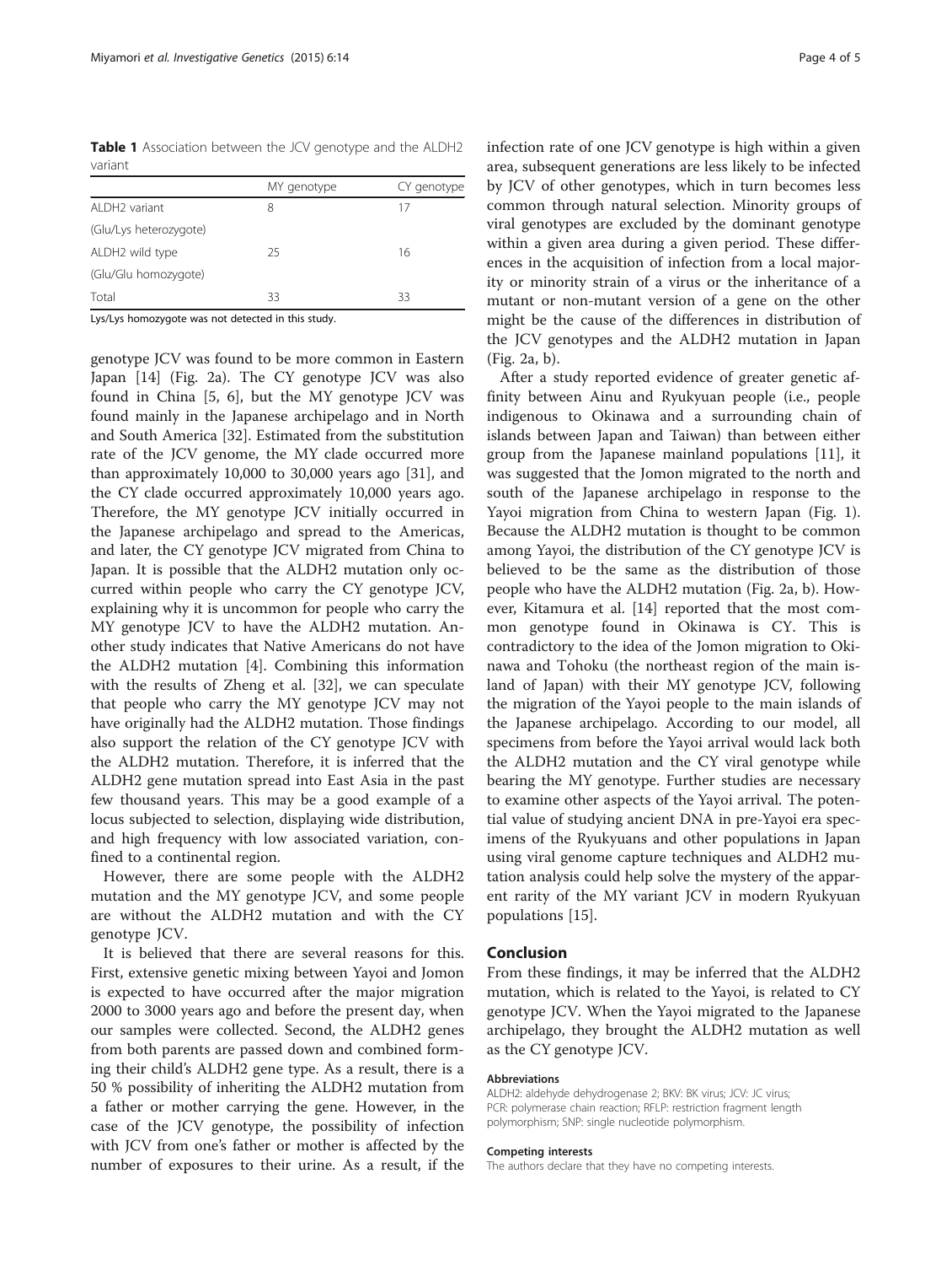**Table 1** Association between the JCV genotype and the ALDH2 variant

| | MY genotype | CY genotype |
|---|---|---|
| ALDH2 variant (Glu/Lys heterozygote) | 8 | 17 |
| ALDH2 wild type (Glu/Glu homozygote) | 25 | 16 |
| Total | 33 | 33 |

Lys/Lys homozygote was not detected in this study.

genotype JCV was found to be more common in Eastern Japan [14] (Fig. 2a). The CY genotype JCV was also found in China [5, 6], but the MY genotype JCV was found mainly in the Japanese archipelago and in North and South America [32]. Estimated from the substitution rate of the JCV genome, the MY clade occurred more than approximately 10,000 to 30,000 years ago [31], and the CY clade occurred approximately 10,000 years ago. Therefore, the MY genotype JCV initially occurred in the Japanese archipelago and spread to the Americas, and later, the CY genotype JCV migrated from China to Japan. It is possible that the ALDH2 mutation only occurred within people who carry the CY genotype JCV, explaining why it is uncommon for people who carry the MY genotype JCV to have the ALDH2 mutation. Another study indicates that Native Americans do not have the ALDH2 mutation [4]. Combining this information with the results of Zheng et al. [32], we can speculate that people who carry the MY genotype JCV may not have originally had the ALDH2 mutation. Those findings also support the relation of the CY genotype JCV with the ALDH2 mutation. Therefore, it is inferred that the ALDH2 gene mutation spread into East Asia in the past few thousand years. This may be a good example of a locus subjected to selection, displaying wide distribution, and high frequency with low associated variation, confined to a continental region.

However, there are some people with the ALDH2 mutation and the MY genotype JCV, and some people are without the ALDH2 mutation and with the CY genotype JCV.

It is believed that there are several reasons for this. First, extensive genetic mixing between Yayoi and Jomon is expected to have occurred after the major migration 2000 to 3000 years ago and before the present day, when our samples were collected. Second, the ALDH2 genes from both parents are passed down and combined forming their child's ALDH2 gene type. As a result, there is a 50 % possibility of inheriting the ALDH2 mutation from a father or mother carrying the gene. However, in the case of the JCV genotype, the possibility of infection with JCV from one's father or mother is affected by the number of exposures to their urine. As a result, if the infection rate of one JCV genotype is high within a given area, subsequent generations are less likely to be infected by JCV of other genotypes, which in turn becomes less common through natural selection. Minority groups of viral genotypes are excluded by the dominant genotype within a given area during a given period. These differences in the acquisition of infection from a local majority or minority strain of a virus or the inheritance of a mutant or non-mutant version of a gene on the other might be the cause of the differences in distribution of the JCV genotypes and the ALDH2 mutation in Japan (Fig. 2a, b).

After a study reported evidence of greater genetic affinity between Ainu and Ryukyuan people (i.e., people indigenous to Okinawa and a surrounding chain of islands between Japan and Taiwan) than between either group from the Japanese mainland populations [11], it was suggested that the Jomon migrated to the north and south of the Japanese archipelago in response to the Yayoi migration from China to western Japan (Fig. 1). Because the ALDH2 mutation is thought to be common among Yayoi, the distribution of the CY genotype JCV is believed to be the same as the distribution of those people who have the ALDH2 mutation (Fig. 2a, b). However, Kitamura et al. [14] reported that the most common genotype found in Okinawa is CY. This is contradictory to the idea of the Jomon migration to Okinawa and Tohoku (the northeast region of the main island of Japan) with their MY genotype JCV, following the migration of the Yayoi people to the main islands of the Japanese archipelago. According to our model, all specimens from before the Yayoi arrival would lack both the ALDH2 mutation and the CY viral genotype while bearing the MY genotype. Further studies are necessary to examine other aspects of the Yayoi arrival. The potential value of studying ancient DNA in pre-Yayoi era specimens of the Ryukyuans and other populations in Japan using viral genome capture techniques and ALDH2 mutation analysis could help solve the mystery of the apparent rarity of the MY variant JCV in modern Ryukyuan populations [15].

## Conclusion

From these findings, it may be inferred that the ALDH2 mutation, which is related to the Yayoi, is related to CY genotype JCV. When the Yayoi migrated to the Japanese archipelago, they brought the ALDH2 mutation as well as the CY genotype JCV.

#### Abbreviations

ALDH2: aldehyde dehydrogenase 2; BKV: BK virus; JCV: JC virus; PCR: polymerase chain reaction; RFLP: restriction fragment length polymorphism; SNP: single nucleotide polymorphism.

#### Competing interests

The authors declare that they have no competing interests.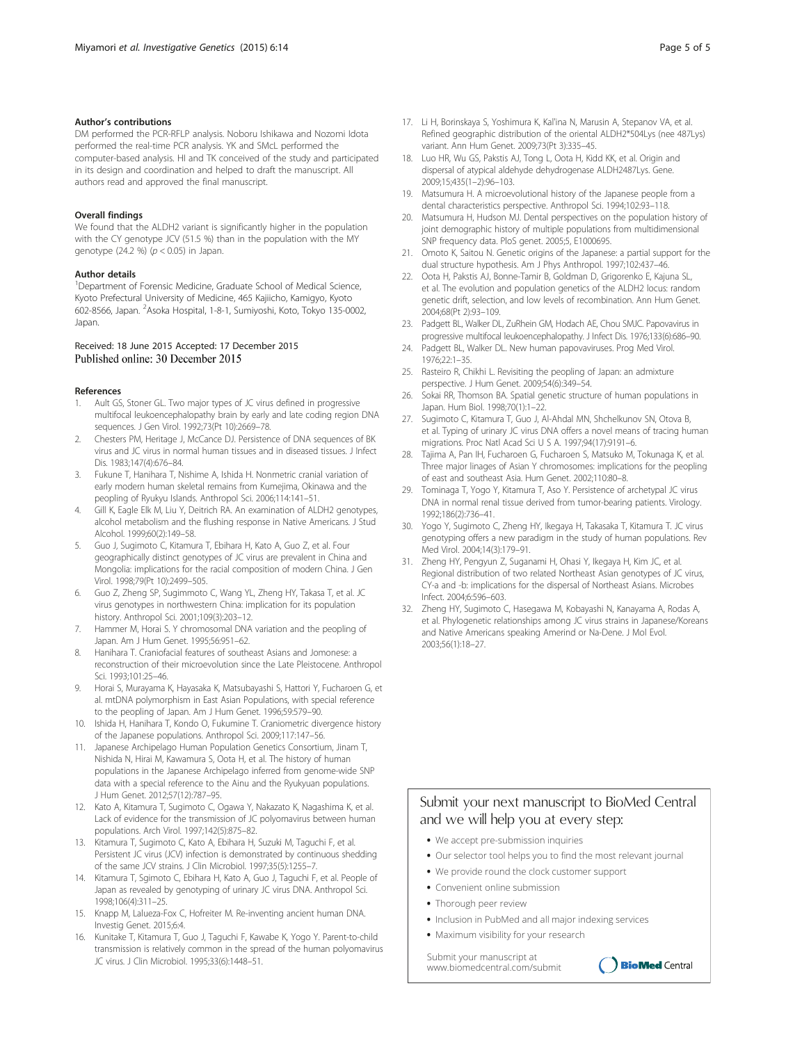### Author's contributions

DM performed the PCR-RFLP analysis. Noboru Ishikawa and Nozomi Idota performed the real-time PCR analysis. YK and SMcL performed the computer-based analysis. HI and TK conceived of the study and participated in its design and coordination and helped to draft the manuscript. All authors read and approved the final manuscript.

### Overall findings

We found that the ALDH2 variant is significantly higher in the population with the CY genotype JCV (51.5 %) than in the population with the MY genotype (24.2 %) ($p < 0.05$) in Japan.

### Author details

[1]Department of Forensic Medicine, Graduate School of Medical Science, Kyoto Prefectural University of Medicine, 465 Kajiicho, Kamigyo, Kyoto 602-8566, Japan. [2]Asoka Hospital, 1-8-1, Sumiyoshi, Koto, Tokyo 135-0002, Japan.

Received: 18 June 2015 Accepted: 17 December 2015
Published online: 30 December 2015

### References

1. Ault GS, Stoner GL. Two major types of JC virus defined in progressive multifocal leukoencephalopathy brain by early and late coding region DNA sequences. J Gen Virol. 1992;73(Pt 10):2669–78.
2. Chesters PM, Heritage J, McCance DJ. Persistence of DNA sequences of BK virus and JC virus in normal human tissues and in diseased tissues. J Infect Dis. 1983;147(4):676–84.
3. Fukune T, Hanihara T, Nishime A, Ishida H. Nonmetric cranial variation of early modern human skeletal remains from Kumejima, Okinawa and the peopling of Ryukyu Islands. Anthropol Sci. 2006;114:141–51.
4. Gill K, Eagle Elk M, Liu Y, Deitrich RA. An examination of ALDH2 genotypes, alcohol metabolism and the flushing response in Native Americans. J Stud Alcohol. 1999;60(2):149–58.
5. Guo J, Sugimoto C, Kitamura T, Ebihara H, Kato A, Guo Z, et al. Four geographically distinct genotypes of JC virus are prevalent in China and Mongolia: implications for the racial composition of modern China. J Gen Virol. 1998;79(Pt 10):2499–505.
6. Guo Z, Zheng SP, Sugimmoto C, Wang YL, Zheng HY, Takasa T, et al. JC virus genotypes in northwestern China: implication for its population history. Anthropol Sci. 2001;109(3):203–12.
7. Hammer M, Horai S. Y chromosomal DNA variation and the peopling of Japan. Am J Hum Genet. 1995;56:951–62.
8. Hanihara T. Craniofacial features of southeast Asians and Jomonese: a reconstruction of their microevolution since the Late Pleistocene. Anthropol Sci. 1993;101:25–46.
9. Horai S, Murayama K, Hayasaka K, Matsubayashi S, Hattori Y, Fucharoen G, et al. mtDNA polymorphism in East Asian Populations, with special reference to the peopling of Japan. Am J Hum Genet. 1996;59:579–90.
10. Ishida H, Hanihara T, Kondo O, Fukumine T. Craniometric divergence history of the Japanese populations. Anthropol Sci. 2009;117:147–56.
11. Japanese Archipelago Human Population Genetics Consortium, Jinam T, Nishida N, Hirai M, Kawamura S, Oota H, et al. The history of human populations in the Japanese Archipelago inferred from genome-wide SNP data with a special reference to the Ainu and the Ryukyuan populations. J Hum Genet. 2012;57(12):787–95.
12. Kato A, Kitamura T, Sugimoto C, Ogawa Y, Nakazato K, Nagashima K, et al. Lack of evidence for the transmission of JC polyomavirus between human populations. Arch Virol. 1997;142(5):875–82.
13. Kitamura T, Sugimoto C, Kato A, Ebihara H, Suzuki M, Taguchi F, et al. Persistent JC virus (JCV) infection is demonstrated by continuous shedding of the same JCV strains. J Clin Microbiol. 1997;35(5):1255–7.
14. Kitamura T, Sgimoto C, Ebihara H, Kato A, Guo J, Taguchi F, et al. People of Japan as revealed by genotyping of urinary JC virus DNA. Anthropol Sci. 1998;106(4):311–25.
15. Knapp M, Lalueza-Fox C, Hofreiter M. Re-inventing ancient human DNA. Investig Genet. 2015;6:4.
16. Kunitake T, Kitamura T, Guo J, Taguchi F, Kawabe K, Yogo Y. Parent-to-child transmission is relatively common in the spread of the human polyomavirus JC virus. J Clin Microbiol. 1995;33(6):1448–51.
17. Li H, Borinskaya S, Yoshimura K, Kal'ina N, Marusin A, Stepanov VA, et al. Refined geographic distribution of the oriental ALDH2*504Lys (nee 487Lys) variant. Ann Hum Genet. 2009;73(Pt 3):335–45.
18. Luo HR, Wu GS, Pakstis AJ, Tong L, Oota H, Kidd KK, et al. Origin and dispersal of atypical aldehyde dehydrogenase ALDH2487Lys. Gene. 2009;15;435(1–2):96–103.
19. Matsumura H. A microevolutional history of the Japanese people from a dental characteristics perspective. Anthropol Sci. 1994;102:93–118.
20. Matsumura H, Hudson MJ. Dental perspectives on the population history of joint demographic history of multiple populations from multidimensional SNP frequency data. PloS genet. 2005;5, E1000695.
21. Omoto K, Saitou N. Genetic origins of the Japanese: a partial support for the dual structure hypothesis. Am J Phys Anthropol. 1997;102:437–46.
22. Oota H, Pakstis AJ, Bonne-Tamir B, Goldman D, Grigorenko E, Kajuna SL, et al. The evolution and population genetics of the ALDH2 locus: random genetic drift, selection, and low levels of recombination. Ann Hum Genet. 2004;68(Pt 2):93–109.
23. Padgett BL, Walker DL, ZuRhein GM, Hodach AE, Chou SMJC. Papovavirus in progressive multifocal leukoencephalopathy. J Infect Dis. 1976;133(6):686–90.
24. Padgett BL, Walker DL. New human papovaviruses. Prog Med Virol. 1976;22:1–35.
25. Rasteiro R, Chikhi L. Revisiting the peopling of Japan: an admixture perspective. J Hum Genet. 2009;54(6):349–54.
26. Sokai RR, Thomson BA. Spatial genetic structure of human populations in Japan. Hum Biol. 1998;70(1):1–22.
27. Sugimoto C, Kitamura T, Guo J, Al-Ahdal MN, Shchelkunov SN, Otova B, et al. Typing of urinary JC virus DNA offers a novel means of tracing human migrations. Proc Natl Acad Sci U S A. 1997;94(17):9191–6.
28. Tajima A, Pan IH, Fucharoen G, Fucharoen S, Matsuko M, Tokunaga K, et al. Three major linages of Asian Y chromosomes: implications for the peopling of east and southeast Asia. Hum Genet. 2002;110:80–8.
29. Tominaga T, Yogo Y, Kitamura T, Aso Y. Persistence of archetypal JC virus DNA in normal renal tissue derived from tumor-bearing patients. Virology. 1992;186(2):736–41.
30. Yogo Y, Sugimoto C, Zheng HY, Ikegaya H, Takasaka T, Kitamura T. JC virus genotyping offers a new paradigm in the study of human populations. Rev Med Virol. 2004;14(3):179–91.
31. Zheng HY, Pengyun Z, Suganami H, Ohasi Y, Ikegaya H, Kim JC, et al. Regional distribution of two related Northeast Asian genotypes of JC virus, CY-a and -b: implications for the dispersal of Northeast Asians. Microbes Infect. 2004;6:596–603.
32. Zheng HY, Sugimoto C, Hasegawa M, Kobayashi N, Kanayama A, Rodas A, et al. Phylogenetic relationships among JC virus strains in Japanese/Koreans and Native Americans speaking Amerind or Na-Dene. J Mol Evol. 2003;56(1):18–27.

Submit your next manuscript to BioMed Central and we will help you at every step:

- We accept pre-submission inquiries
- Our selector tool helps you to find the most relevant journal
- We provide round the clock customer support
- Convenient online submission
- Thorough peer review
- Inclusion in PubMed and all major indexing services
- Maximum visibility for your research

Submit your manuscript at www.biomedcentral.com/submit

BioMed Central